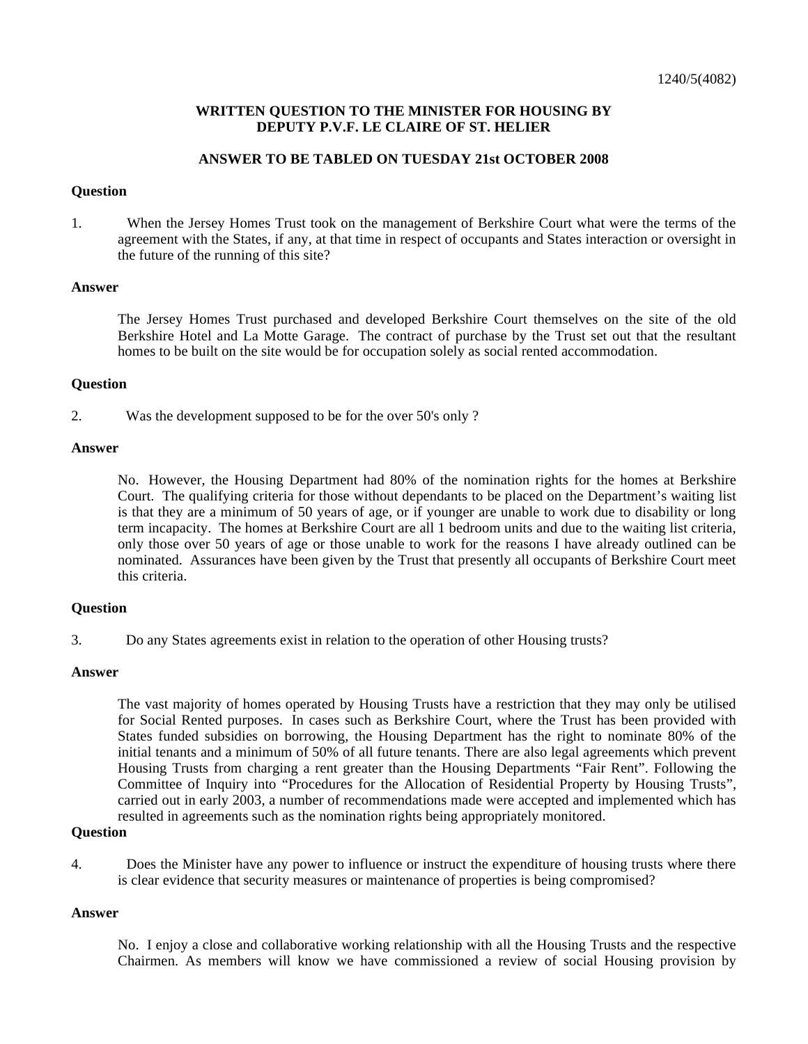1240/5(4082)

**WRITTEN QUESTION TO THE MINISTER FOR HOUSING BY DEPUTY P.V.F. LE CLAIRE OF ST. HELIER**

**ANSWER TO BE TABLED ON TUESDAY 21st OCTOBER 2008**

**Question**

1. When the Jersey Homes Trust took on the management of Berkshire Court what were the terms of the agreement with the States, if any, at that time in respect of occupants and States interaction or oversight in the future of the running of this site?

**Answer**

The Jersey Homes Trust purchased and developed Berkshire Court themselves on the site of the old Berkshire Hotel and La Motte Garage. The contract of purchase by the Trust set out that the resultant homes to be built on the site would be for occupation solely as social rented accommodation.

**Question**

2. Was the development supposed to be for the over 50's only ?

**Answer**

No. However, the Housing Department had 80% of the nomination rights for the homes at Berkshire Court. The qualifying criteria for those without dependants to be placed on the Department's waiting list is that they are a minimum of 50 years of age, or if younger are unable to work due to disability or long term incapacity. The homes at Berkshire Court are all 1 bedroom units and due to the waiting list criteria, only those over 50 years of age or those unable to work for the reasons I have already outlined can be nominated. Assurances have been given by the Trust that presently all occupants of Berkshire Court meet this criteria.

**Question**

3. Do any States agreements exist in relation to the operation of other Housing trusts?

**Answer**

The vast majority of homes operated by Housing Trusts have a restriction that they may only be utilised for Social Rented purposes. In cases such as Berkshire Court, where the Trust has been provided with States funded subsidies on borrowing, the Housing Department has the right to nominate 80% of the initial tenants and a minimum of 50% of all future tenants. There are also legal agreements which prevent Housing Trusts from charging a rent greater than the Housing Departments "Fair Rent". Following the Committee of Inquiry into "Procedures for the Allocation of Residential Property by Housing Trusts", carried out in early 2003, a number of recommendations made were accepted and implemented which has resulted in agreements such as the nomination rights being appropriately monitored.

**Question**

4. Does the Minister have any power to influence or instruct the expenditure of housing trusts where there is clear evidence that security measures or maintenance of properties is being compromised?

**Answer**

No. I enjoy a close and collaborative working relationship with all the Housing Trusts and the respective Chairmen. As members will know we have commissioned a review of social Housing provision by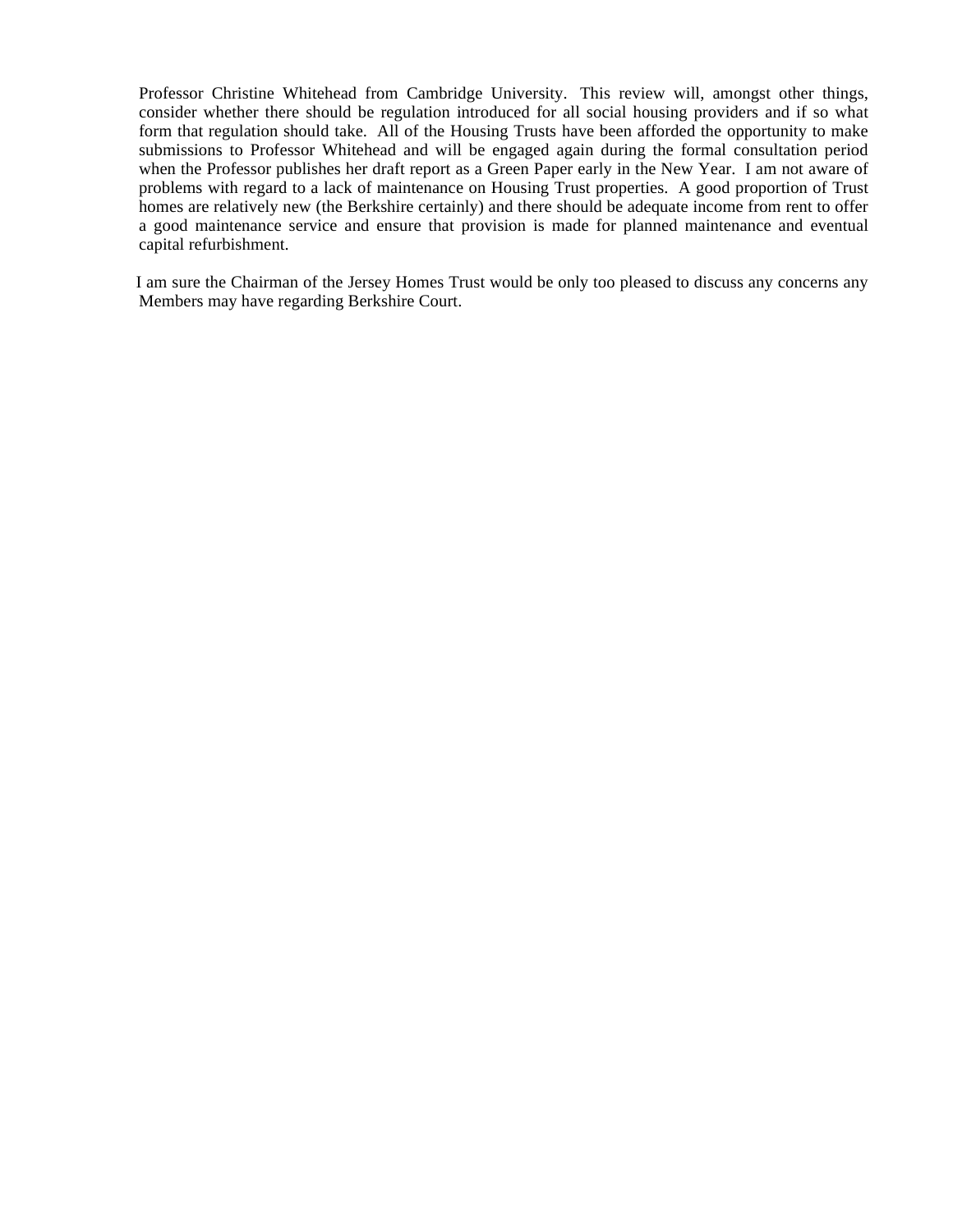Professor Christine Whitehead from Cambridge University. This review will, amongst other things, consider whether there should be regulation introduced for all social housing providers and if so what form that regulation should take. All of the Housing Trusts have been afforded the opportunity to make submissions to Professor Whitehead and will be engaged again during the formal consultation period when the Professor publishes her draft report as a Green Paper early in the New Year. I am not aware of problems with regard to a lack of maintenance on Housing Trust properties. A good proportion of Trust homes are relatively new (the Berkshire certainly) and there should be adequate income from rent to offer a good maintenance service and ensure that provision is made for planned maintenance and eventual capital refurbishment.

I am sure the Chairman of the Jersey Homes Trust would be only too pleased to discuss any concerns any Members may have regarding Berkshire Court.